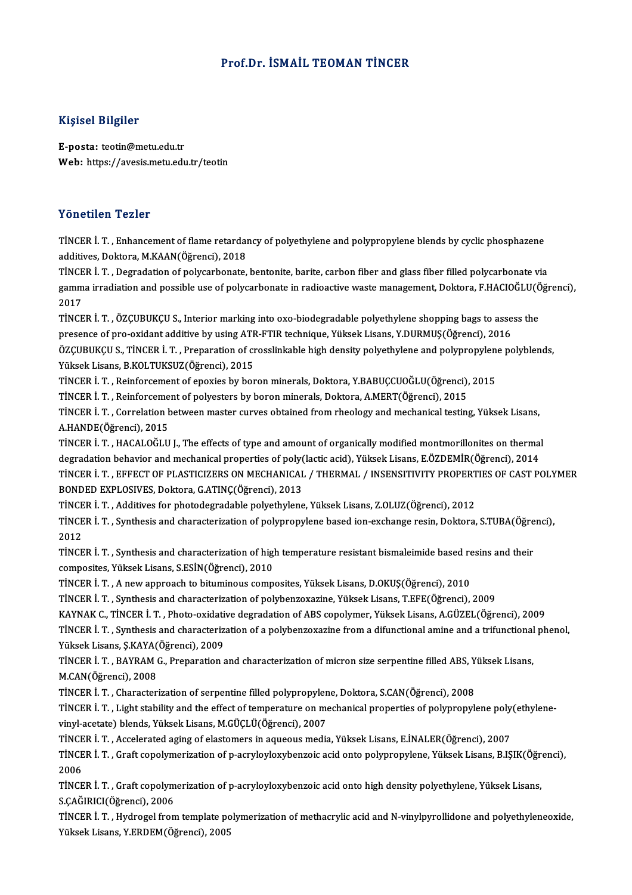# Prof.Dr. İSMAİL TEOMAN TİNCER

## Kişisel Bilgiler

**E-posta:** teotin@metu.edu.tr
**Web:** https://avesis.metu.edu.tr/teotin

## Yönetilen Tezler

TİNCER İ. T. , Enhancement of flame retardancy of polyethylene and polypropylene blends by cyclic phosphazene additives, Doktora, M.KAAN(Öğrenci), 2018

TİNCER İ. T. , Degradation of polycarbonate, bentonite, barite, carbon fiber and glass fiber filled polycarbonate via gamma irradiation and possible use of polycarbonate in radioactive waste management, Doktora, F.HACIOĞLU(Öğrenci), 2017

TİNCER İ. T. , ÖZÇUBUKÇU S., Interior marking into oxo-biodegradable polyethylene shopping bags to assess the presence of pro-oxidant additive by using ATR-FTIR technique, Yüksek Lisans, Y.DURMUŞ(Öğrenci), 2016

ÖZÇUBUKÇU S., TİNCER İ. T. , Preparation of crosslinkable high density polyethylene and polypropylene polyblends, Yüksek Lisans, B.KOLTUKSUZ(Öğrenci), 2015

TİNCER İ. T. , Reinforcement of epoxies by boron minerals, Doktora, Y.BABUÇCUOĞLU(Öğrenci), 2015

TİNCER İ. T. , Reinforcement of polyesters by boron minerals, Doktora, A.MERT(Öğrenci), 2015

TİNCER İ. T. , Correlation between master curves obtained from rheology and mechanical testing, Yüksek Lisans, A.HANDE(Öğrenci), 2015

TİNCER İ. T. , HACALOĞLU J., The effects of type and amount of organically modified montmorillonites on thermal degradation behavior and mechanical properties of poly(lactic acid), Yüksek Lisans, E.ÖZDEMİR(Öğrenci), 2014

TİNCER İ. T. , EFFECT OF PLASTICIZERS ON MECHANICAL / THERMAL / INSENSITIVITY PROPERTIES OF CAST POLYMER BONDED EXPLOSIVES, Doktora, G.ATINÇ(Öğrenci), 2013

TİNCER İ. T. , Additives for photodegradable polyethylene, Yüksek Lisans, Z.OLUZ(Öğrenci), 2012

TİNCER İ. T. , Synthesis and characterization of polypropylene based ion-exchange resin, Doktora, S.TUBA(Öğrenci), 2012

TİNCER İ. T. , Synthesis and characterization of high temperature resistant bismaleimide based resins and their composites, Yüksek Lisans, S.ESİN(Öğrenci), 2010

TİNCER İ. T. , A new approach to bituminous composites, Yüksek Lisans, D.OKUŞ(Öğrenci), 2010

TİNCER İ. T. , Synthesis and characterization of polybenzoxazine, Yüksek Lisans, T.EFE(Öğrenci), 2009

KAYNAK C., TİNCER İ. T. , Photo-oxidative degradation of ABS copolymer, Yüksek Lisans, A.GÜZEL(Öğrenci), 2009

TİNCER İ. T. , Synthesis and characterization of a polybenzoxazine from a difunctional amine and a trifunctional phenol, Yüksek Lisans, Ş.KAYA(Öğrenci), 2009

TİNCER İ. T. , BAYRAM G., Preparation and characterization of micron size serpentine filled ABS, Yüksek Lisans, M.CAN(Öğrenci), 2008

TİNCER İ. T. , Characterization of serpentine filled polypropylene, Doktora, S.CAN(Öğrenci), 2008

TİNCER İ. T. , Light stability and the effect of temperature on mechanical properties of polypropylene poly(ethylene-vinyl-acetate) blends, Yüksek Lisans, M.GÜÇLÜ(Öğrenci), 2007

TİNCER İ. T. , Accelerated aging of elastomers in aqueous media, Yüksek Lisans, E.İNALER(Öğrenci), 2007

TİNCER İ. T. , Graft copolymerization of p-acryloyloxybenzoic acid onto polypropylene, Yüksek Lisans, B.IŞIK(Öğrenci), 2006

TİNCER İ. T. , Graft copolymerization of p-acryloyloxybenzoic acid onto high density polyethylene, Yüksek Lisans, S.ÇAĞIRICI(Öğrenci), 2006

TİNCER İ. T. , Hydrogel from template polymerization of methacrylic acid and N-vinylpyrollidone and polyethyleneoxide, Yüksek Lisans, Y.ERDEM(Öğrenci), 2005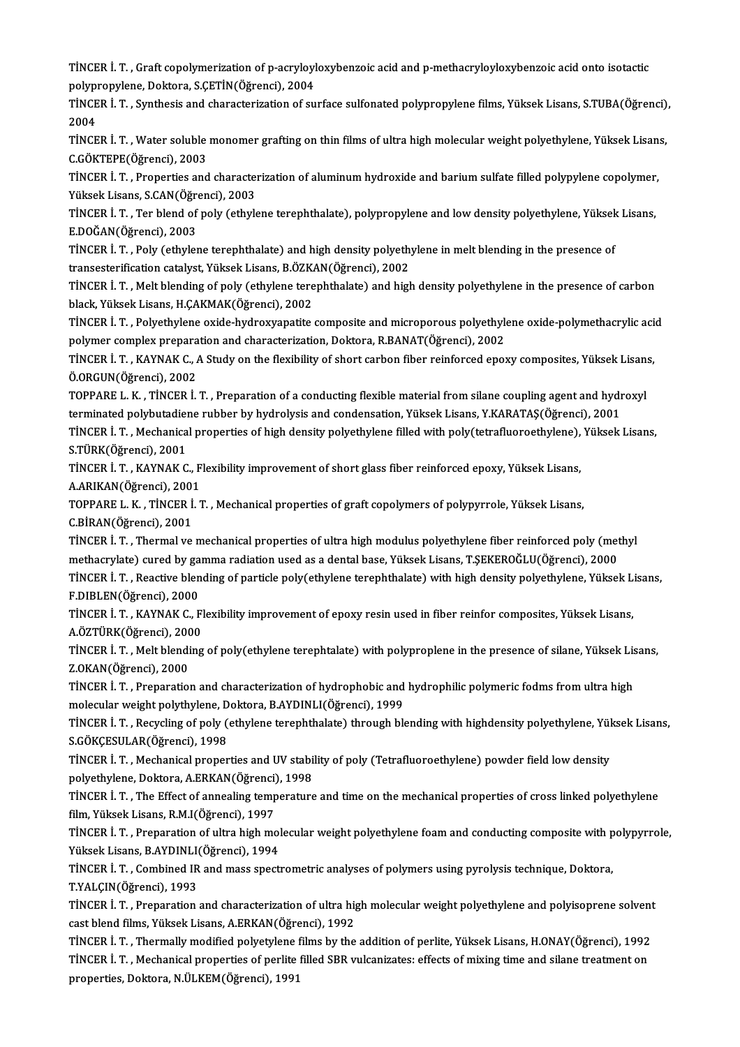TİNCER İ. T. , Graft copolymerization of p-acryloyloxybenzoic acid and p-methacryloyloxybenzoic acid onto isotactic polypropylene, Doktora, S.ÇETİN(Öğrenci), 2004

TİNCER İ. T. , Synthesis and characterization of surface sulfonated polypropylene films, Yüksek Lisans, S.TUBA(Öğrenci), 2004

TİNCER İ. T. , Water soluble monomer grafting on thin films of ultra high molecular weight polyethylene, Yüksek Lisans, C.GÖKTEPE(Öğrenci), 2003

TİNCER İ. T. , Properties and characterization of aluminum hydroxide and barium sulfate filled polypylene copolymer, Yüksek Lisans, S.CAN(Öğrenci), 2003

TİNCER İ. T. , Ter blend of poly (ethylene terephthalate), polypropylene and low density polyethylene, Yüksek Lisans, E.DOĞAN(Öğrenci), 2003

TİNCER İ. T. , Poly (ethylene terephthalate) and high density polyethylene in melt blending in the presence of transesterification catalyst, Yüksek Lisans, B.ÖZKAN(Öğrenci), 2002

TİNCER İ. T. , Melt blending of poly (ethylene terephthalate) and high density polyethylene in the presence of carbon black, Yüksek Lisans, H.ÇAKMAK(Öğrenci), 2002

TİNCER İ. T. , Polyethylene oxide-hydroxyapatite composite and microporous polyethylene oxide-polymethacrylic acid polymer complex preparation and characterization, Doktora, R.BANAT(Öğrenci), 2002

TİNCER İ. T. , KAYNAK C., A Study on the flexibility of short carbon fiber reinforced epoxy composites, Yüksek Lisans, Ö.ORGUN(Öğrenci), 2002

TOPPARE L. K. , TİNCER İ. T. , Preparation of a conducting flexible material from silane coupling agent and hydroxyl terminated polybutadiene rubber by hydrolysis and condensation, Yüksek Lisans, Y.KARATAŞ(Öğrenci), 2001

TİNCER İ. T. , Mechanical properties of high density polyethylene filled with poly(tetrafluoroethylene), Yüksek Lisans, S.TÜRK(Öğrenci), 2001

TİNCER İ. T. , KAYNAK C., Flexibility improvement of short glass fiber reinforced epoxy, Yüksek Lisans, A.ARIKAN(Öğrenci), 2001

TOPPARE L. K. , TİNCER İ. T. , Mechanical properties of graft copolymers of polypyrrole, Yüksek Lisans, C.BİRAN(Öğrenci), 2001

TİNCER İ. T. , Thermal ve mechanical properties of ultra high modulus polyethylene fiber reinforced poly (methyl methacrylate) cured by gamma radiation used as a dental base, Yüksek Lisans, T.ŞEKEROĞLU(Öğrenci), 2000

TİNCER İ. T. , Reactive blending of particle poly(ethylene terephthalate) with high density polyethylene, Yüksek Lisans, F.DIBLEN(Öğrenci), 2000

TİNCER İ. T. , KAYNAK C., Flexibility improvement of epoxy resin used in fiber reinfor composites, Yüksek Lisans, A.ÖZTÜRK(Öğrenci), 2000

TİNCER İ. T. , Melt blending of poly(ethylene terephtalate) with polyproplene in the presence of silane, Yüksek Lisans, Z.OKAN(Öğrenci), 2000

TİNCER İ. T. , Preparation and characterization of hydrophobic and hydrophilic polymeric fodms from ultra high molecular weight polythylene, Doktora, B.AYDINLI(Öğrenci), 1999

TİNCER İ. T. , Recycling of poly (ethylene terephthalate) through blending with highdensity polyethylene, Yüksek Lisans, S.GÖKÇESULAR(Öğrenci), 1998

TİNCER İ. T. , Mechanical properties and UV stability of poly (Tetrafluoroethylene) powder field low density polyethylene, Doktora, A.ERKAN(Öğrenci), 1998

TİNCER İ. T. , The Effect of annealing temperature and time on the mechanical properties of cross linked polyethylene film, Yüksek Lisans, R.M.I(Öğrenci), 1997

TİNCER İ. T. , Preparation of ultra high molecular weight polyethylene foam and conducting composite with polypyrrole, Yüksek Lisans, B.AYDINLI(Öğrenci), 1994

TİNCER İ. T. , Combined IR and mass spectrometric analyses of polymers using pyrolysis technique, Doktora, T.YALÇIN(Öğrenci), 1993

TİNCER İ. T. , Preparation and characterization of ultra high molecular weight polyethylene and polyisoprene solvent cast blend films, Yüksek Lisans, A.ERKAN(Öğrenci), 1992

TİNCER İ. T. , Thermally modified polyetylene films by the addition of perlite, Yüksek Lisans, H.ONAY(Öğrenci), 1992

TİNCER İ. T. , Mechanical properties of perlite filled SBR vulcanizates: effects of mixing time and silane treatment on properties, Doktora, N.ÜLKEM(Öğrenci), 1991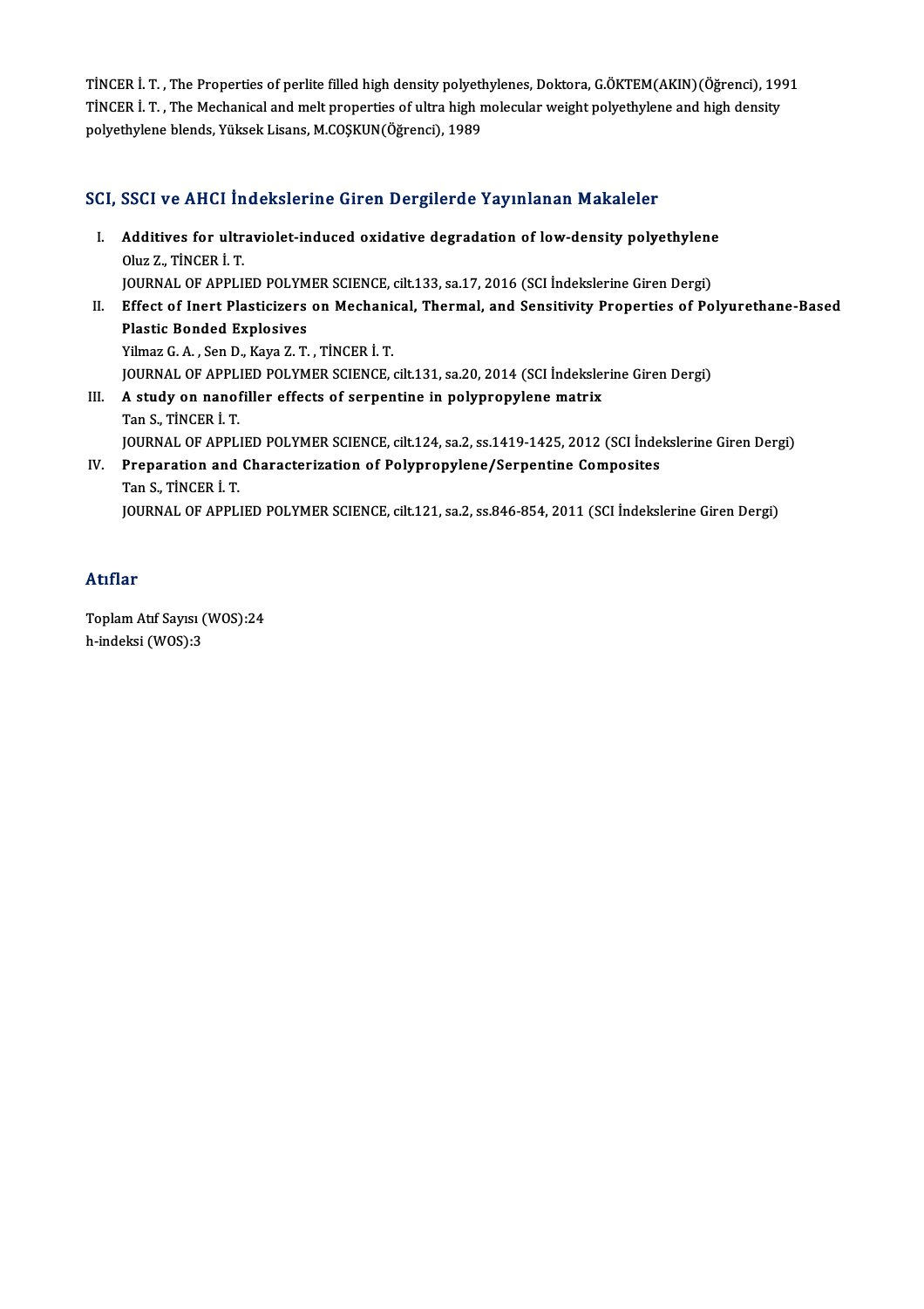TİNCER İ. T. , The Properties of perlite filled high density polyethylenes, Doktora, G.ÖKTEM(AKIN)(Öğrenci), 1991

TİNCER İ. T. , The Mechanical and melt properties of ultra high molecular weight polyethylene and high density polyethylene blends, Yüksek Lisans, M.COŞKUN(Öğrenci), 1989

## SCI, SSCI ve AHCI İndekslerine Giren Dergilerde Yayınlanan Makaleler

I. **Additives for ultraviolet-induced oxidative degradation of low-density polyethylene**
   Oluz Z., TİNCER İ. T.
   JOURNAL OF APPLIED POLYMER SCIENCE, cilt.133, sa.17, 2016 (SCI İndekslerine Giren Dergi)

II. **Effect of Inert Plasticizers on Mechanical, Thermal, and Sensitivity Properties of Polyurethane-Based Plastic Bonded Explosives**
   Yilmaz G. A. , Sen D., Kaya Z. T. , TİNCER İ. T.
   JOURNAL OF APPLIED POLYMER SCIENCE, cilt.131, sa.20, 2014 (SCI İndekslerine Giren Dergi)

III. **A study on nanofiller effects of serpentine in polypropylene matrix**
   Tan S., TİNCER İ. T.
   JOURNAL OF APPLIED POLYMER SCIENCE, cilt.124, sa.2, ss.1419-1425, 2012 (SCI İndekslerine Giren Dergi)

IV. **Preparation and Characterization of Polypropylene/Serpentine Composites**
   Tan S., TİNCER İ. T.
   JOURNAL OF APPLIED POLYMER SCIENCE, cilt.121, sa.2, ss.846-854, 2011 (SCI İndekslerine Giren Dergi)

## Atıflar

Toplam Atıf Sayısı (WOS):24
h-indeksi (WOS):3